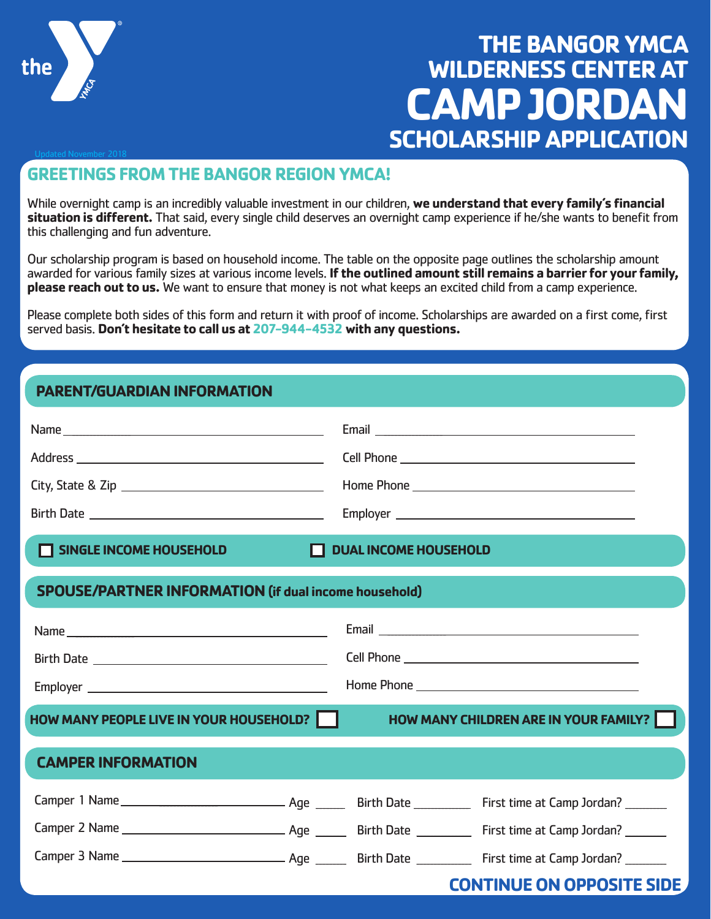# THE BANGOR YMCA WILDERNESS CENTER AT CAMP JORDAN SCHOLARSHIP APPLICATION

Updated November 2018

## GREETINGS FROM THE BANGOR REGION YMCA!

While overnight camp is an incredibly valuable investment in our children, **we understand that every family's financial situation is different.** That said, every single child deserves an overnight camp experience if he/she wants to benefit from this challenging and fun adventure.

Our scholarship program is based on household income. The table on the opposite page outlines the scholarship amount awarded for various family sizes at various income levels. **If the outlined amount still remains a barrier for your family, please reach out to us.** We want to ensure that money is not what keeps an excited child from a camp experience.

Please complete both sides of this form and return it with proof of income. Scholarships are awarded on a first come, first served basis. **Don't hesitate to call us at 207-944-4532 with any questions.**

## PARENT/GUARDIAN INFORMATION

Name ____________________ Email ____________________

Address ____________________ Cell Phone ____________________

City, State & Zip ____________________ Home Phone ____________________

Birth Date ____________________ Employer ____________________

☐ SINGLE INCOME HOUSEHOLD ☐ DUAL INCOME HOUSEHOLD

## SPOUSE/PARTNER INFORMATION (if dual income household)

Name ____________________ Email ____________________

Birth Date ____________________ Cell Phone ____________________

Employer ____________________ Home Phone ____________________

HOW MANY PEOPLE LIVE IN YOUR HOUSEHOLD? ☐ HOW MANY CHILDREN ARE IN YOUR FAMILY? ☐

## CAMPER INFORMATION

Camper 1 Name ____________________ Age _____ Birth Date _________ First time at Camp Jordan? _______

Camper 2 Name ____________________ Age _____ Birth Date _________ First time at Camp Jordan? _______

Camper 3 Name ____________________ Age _____ Birth Date _________ First time at Camp Jordan? _______

**CONTINUE ON OPPOSITE SIDE**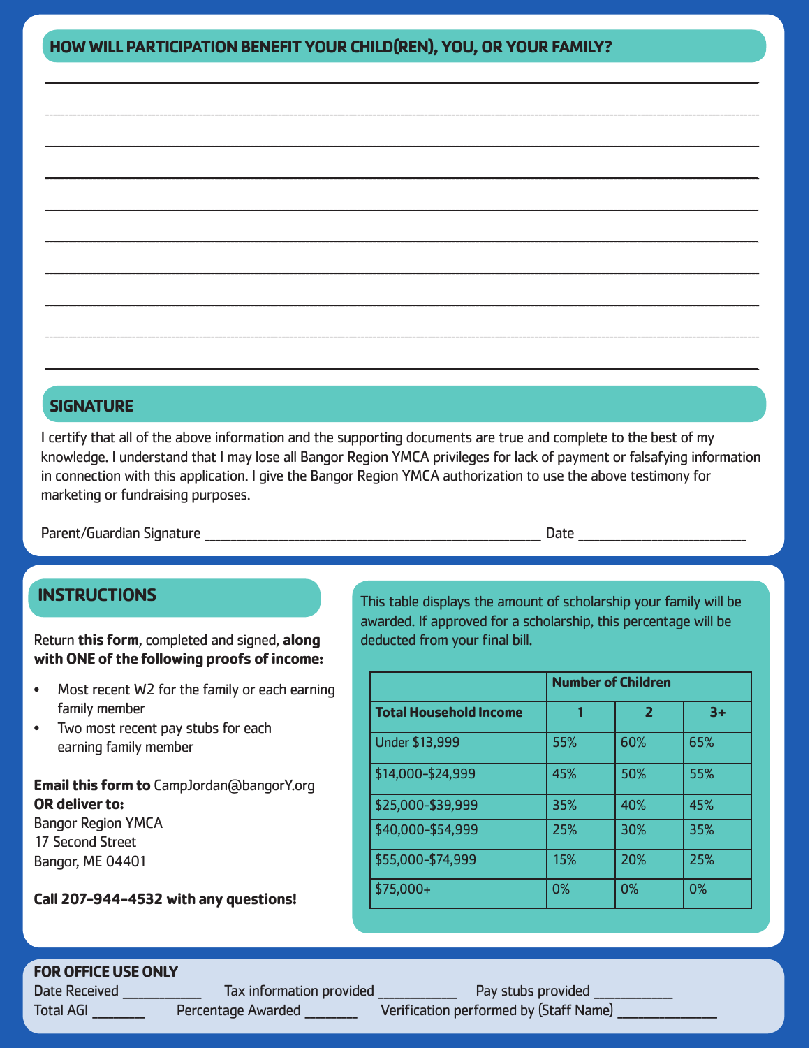## HOW WILL PARTICIPATION BENEFIT YOUR CHILD(REN), YOU, OR YOUR FAMILY?

______________________________________________________________________________

______________________________________________________________________________

______________________________________________________________________________

______________________________________________________________________________

______________________________________________________________________________

______________________________________________________________________________

______________________________________________________________________________

______________________________________________________________________________

______________________________________________________________________________

______________________________________________________________________________

## SIGNATURE

I certify that all of the above information and the supporting documents are true and complete to the best of my knowledge. I understand that I may lose all Bangor Region YMCA privileges for lack of payment or falsafying information in connection with this application. I give the Bangor Region YMCA authorization to use the above testimony for marketing or fundraising purposes.

Parent/Guardian Signature ___________________________________________ Date ______________________

## INSTRUCTIONS

Return **this form**, completed and signed, **along with ONE of the following proofs of income:**

- Most recent W2 for the family or each earning family member
- Two most recent pay stubs for each earning family member

**Email this form to** CampJordan@bangorY.org
**OR deliver to:**
Bangor Region YMCA
17 Second Street
Bangor, ME 04401

**Call 207-944-4532 with any questions!**

This table displays the amount of scholarship your family will be awarded. If approved for a scholarship, this percentage will be deducted from your final bill.

| | **Number of Children** | | |
|---|---|---|---|
| **Total Household Income** | **1** | **2** | **3+** |
| Under $13,999 | 55% | 60% | 65% |
| $14,000-$24,999 | 45% | 50% | 55% |
| $25,000-$39,999 | 35% | 40% | 45% |
| $40,000-$54,999 | 25% | 30% | 35% |
| $55,000-$74,999 | 15% | 20% | 25% |
| $75,000+ | 0% | 0% | 0% |

**FOR OFFICE USE ONLY**

Date Received ___________ Tax information provided ___________ Pay stubs provided ___________

Total AGI _______ Percentage Awarded _______ Verification performed by (Staff Name) ______________